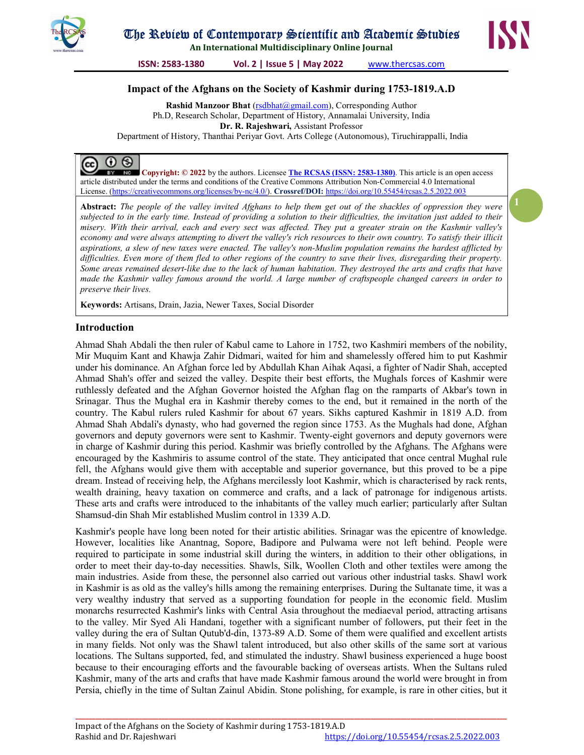# Impact of the Afghans on the Society of Kashmir during 1753-1819.A.D

**Rashid Manzoor Bhat** (rsdbhat@gmail.com), Corresponding Author
Ph.D, Research Scholar, Department of History, Annamalai University, India
**Dr. R. Rajeshwari,** Assistant Professor
Department of History, Thanthai Periyar Govt. Arts College (Autonomous), Tiruchirappalli, India

**Copyright: © 2022** by the authors. Licensee **The RCSAS (ISSN: 2583-1380)**. This article is an open access article distributed under the terms and conditions of the Creative Commons Attribution Non-Commercial 4.0 International License. (https://creativecommons.org/licenses/by-nc/4.0/). **Crossref/DOI:** https://doi.org/10.55454/rcsas.2.5.2022.003

**Abstract:** *The people of the valley invited Afghans to help them get out of the shackles of oppression they were subjected to in the early time. Instead of providing a solution to their difficulties, the invitation just added to their misery. With their arrival, each and every sect was affected. They put a greater strain on the Kashmir valley's economy and were always attempting to divert the valley's rich resources to their own country. To satisfy their illicit aspirations, a slew of new taxes were enacted. The valley's non-Muslim population remains the hardest afflicted by difficulties. Even more of them fled to other regions of the country to save their lives, disregarding their property. Some areas remained desert-like due to the lack of human habitation. They destroyed the arts and crafts that have made the Kashmir valley famous around the world. A large number of craftspeople changed careers in order to preserve their lives.*

**Keywords:** Artisans, Drain, Jazia, Newer Taxes, Social Disorder

## Introduction

Ahmad Shah Abdali the then ruler of Kabul came to Lahore in 1752, two Kashmiri members of the nobility, Mir Muquim Kant and Khawja Zahir Didmari, waited for him and shamelessly offered him to put Kashmir under his dominance. An Afghan force led by Abdullah Khan Aihak Aqasi, a fighter of Nadir Shah, accepted Ahmad Shah's offer and seized the valley. Despite their best efforts, the Mughals forces of Kashmir were ruthlessly defeated and the Afghan Governor hoisted the Afghan flag on the ramparts of Akbar's town in Srinagar. Thus the Mughal era in Kashmir thereby comes to the end, but it remained in the north of the country. The Kabul rulers ruled Kashmir for about 67 years. Sikhs captured Kashmir in 1819 A.D. from Ahmad Shah Abdali's dynasty, who had governed the region since 1753. As the Mughals had done, Afghan governors and deputy governors were sent to Kashmir. Twenty-eight governors and deputy governors were in charge of Kashmir during this period. Kashmir was briefly controlled by the Afghans. The Afghans were encouraged by the Kashmiris to assume control of the state. They anticipated that once central Mughal rule fell, the Afghans would give them with acceptable and superior governance, but this proved to be a pipe dream. Instead of receiving help, the Afghans mercilessly loot Kashmir, which is characterised by rack rents, wealth draining, heavy taxation on commerce and crafts, and a lack of patronage for indigenous artists. These arts and crafts were introduced to the inhabitants of the valley much earlier; particularly after Sultan Shamsud-din Shah Mir established Muslim control in 1339 A.D.

Kashmir's people have long been noted for their artistic abilities. Srinagar was the epicentre of knowledge. However, localities like Anantnag, Sopore, Badipore and Pulwama were not left behind. People were required to participate in some industrial skill during the winters, in addition to their other obligations, in order to meet their day-to-day necessities. Shawls, Silk, Woollen Cloth and other textiles were among the main industries. Aside from these, the personnel also carried out various other industrial tasks. Shawl work in Kashmir is as old as the valley's hills among the remaining enterprises. During the Sultanate time, it was a very wealthy industry that served as a supporting foundation for people in the economic field. Muslim monarchs resurrected Kashmir's links with Central Asia throughout the mediaeval period, attracting artisans to the valley. Mir Syed Ali Handani, together with a significant number of followers, put their feet in the valley during the era of Sultan Qutub'd-din, 1373-89 A.D. Some of them were qualified and excellent artists in many fields. Not only was the Shawl talent introduced, but also other skills of the same sort at various locations. The Sultans supported, fed, and stimulated the industry. Shawl business experienced a huge boost because to their encouraging efforts and the favourable backing of overseas artists. When the Sultans ruled Kashmir, many of the arts and crafts that have made Kashmir famous around the world were brought in from Persia, chiefly in the time of Sultan Zainul Abidin. Stone polishing, for example, is rare in other cities, but it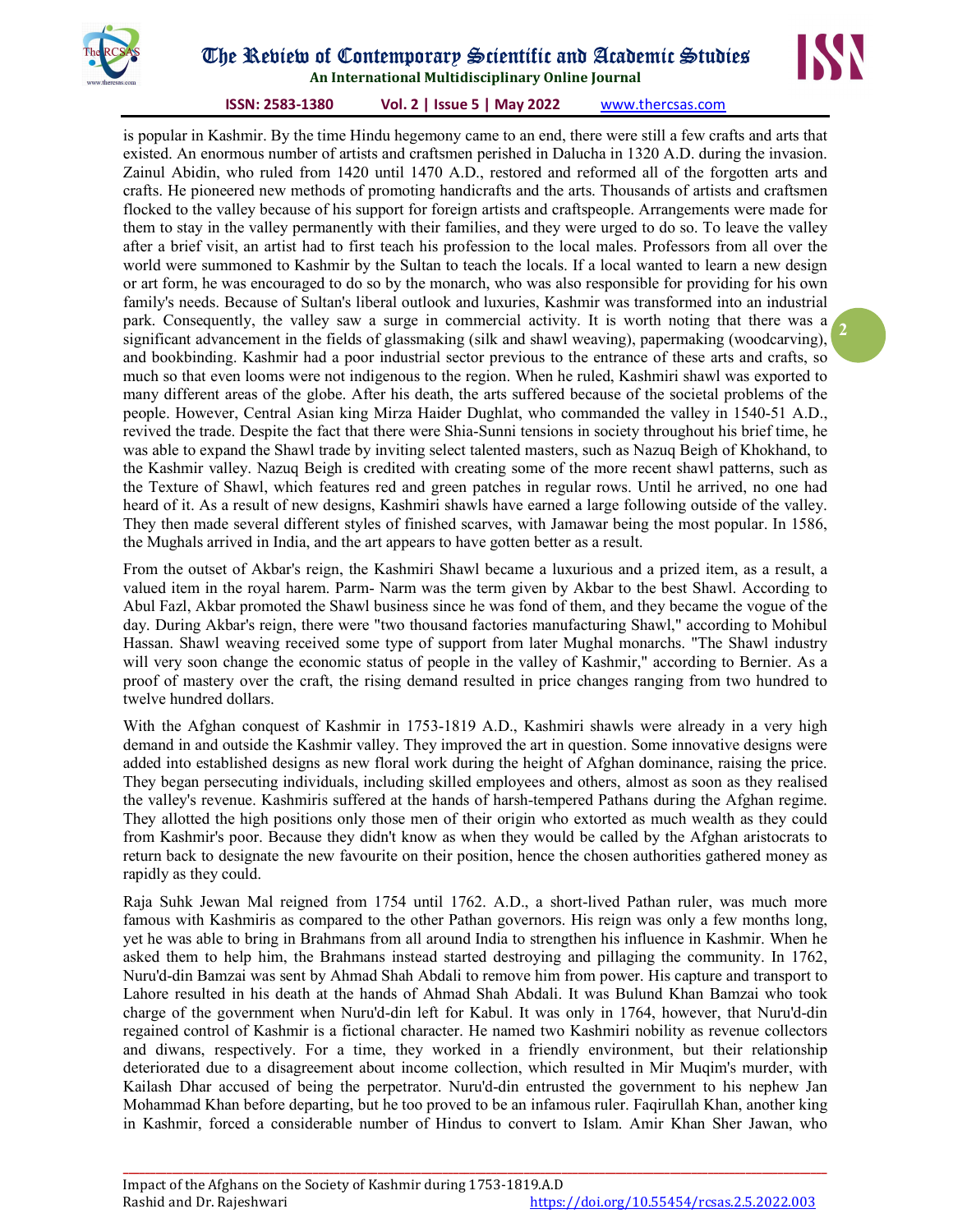is popular in Kashmir. By the time Hindu hegemony came to an end, there were still a few crafts and arts that existed. An enormous number of artists and craftsmen perished in Dalucha in 1320 A.D. during the invasion. Zainul Abidin, who ruled from 1420 until 1470 A.D., restored and reformed all of the forgotten arts and crafts. He pioneered new methods of promoting handicrafts and the arts. Thousands of artists and craftsmen flocked to the valley because of his support for foreign artists and craftspeople. Arrangements were made for them to stay in the valley permanently with their families, and they were urged to do so. To leave the valley after a brief visit, an artist had to first teach his profession to the local males. Professors from all over the world were summoned to Kashmir by the Sultan to teach the locals. If a local wanted to learn a new design or art form, he was encouraged to do so by the monarch, who was also responsible for providing for his own family's needs. Because of Sultan's liberal outlook and luxuries, Kashmir was transformed into an industrial park. Consequently, the valley saw a surge in commercial activity. It is worth noting that there was a significant advancement in the fields of glassmaking (silk and shawl weaving), papermaking (woodcarving), and bookbinding. Kashmir had a poor industrial sector previous to the entrance of these arts and crafts, so much so that even looms were not indigenous to the region. When he ruled, Kashmiri shawl was exported to many different areas of the globe. After his death, the arts suffered because of the societal problems of the people. However, Central Asian king Mirza Haider Dughlat, who commanded the valley in 1540-51 A.D., revived the trade. Despite the fact that there were Shia-Sunni tensions in society throughout his brief time, he was able to expand the Shawl trade by inviting select talented masters, such as Nazuq Beigh of Khokhand, to the Kashmir valley. Nazuq Beigh is credited with creating some of the more recent shawl patterns, such as the Texture of Shawl, which features red and green patches in regular rows. Until he arrived, no one had heard of it. As a result of new designs, Kashmiri shawls have earned a large following outside of the valley. They then made several different styles of finished scarves, with Jamawar being the most popular. In 1586, the Mughals arrived in India, and the art appears to have gotten better as a result.

From the outset of Akbar's reign, the Kashmiri Shawl became a luxurious and a prized item, as a result, a valued item in the royal harem. Parm- Narm was the term given by Akbar to the best Shawl. According to Abul Fazl, Akbar promoted the Shawl business since he was fond of them, and they became the vogue of the day. During Akbar's reign, there were "two thousand factories manufacturing Shawl," according to Mohibul Hassan. Shawl weaving received some type of support from later Mughal monarchs. "The Shawl industry will very soon change the economic status of people in the valley of Kashmir," according to Bernier. As a proof of mastery over the craft, the rising demand resulted in price changes ranging from two hundred to twelve hundred dollars.

With the Afghan conquest of Kashmir in 1753-1819 A.D., Kashmiri shawls were already in a very high demand in and outside the Kashmir valley. They improved the art in question. Some innovative designs were added into established designs as new floral work during the height of Afghan dominance, raising the price. They began persecuting individuals, including skilled employees and others, almost as soon as they realised the valley's revenue. Kashmiris suffered at the hands of harsh-tempered Pathans during the Afghan regime. They allotted the high positions only those men of their origin who extorted as much wealth as they could from Kashmir's poor. Because they didn't know as when they would be called by the Afghan aristocrats to return back to designate the new favourite on their position, hence the chosen authorities gathered money as rapidly as they could.

Raja Suhk Jewan Mal reigned from 1754 until 1762. A.D., a short-lived Pathan ruler, was much more famous with Kashmiris as compared to the other Pathan governors. His reign was only a few months long, yet he was able to bring in Brahmans from all around India to strengthen his influence in Kashmir. When he asked them to help him, the Brahmans instead started destroying and pillaging the community. In 1762, Nuru'd-din Bamzai was sent by Ahmad Shah Abdali to remove him from power. His capture and transport to Lahore resulted in his death at the hands of Ahmad Shah Abdali. It was Bulund Khan Bamzai who took charge of the government when Nuru'd-din left for Kabul. It was only in 1764, however, that Nuru'd-din regained control of Kashmir is a fictional character. He named two Kashmiri nobility as revenue collectors and diwans, respectively. For a time, they worked in a friendly environment, but their relationship deteriorated due to a disagreement about income collection, which resulted in Mir Muqim's murder, with Kailash Dhar accused of being the perpetrator. Nuru'd-din entrusted the government to his nephew Jan Mohammad Khan before departing, but he too proved to be an infamous ruler. Faqirullah Khan, another king in Kashmir, forced a considerable number of Hindus to convert to Islam. Amir Khan Sher Jawan, who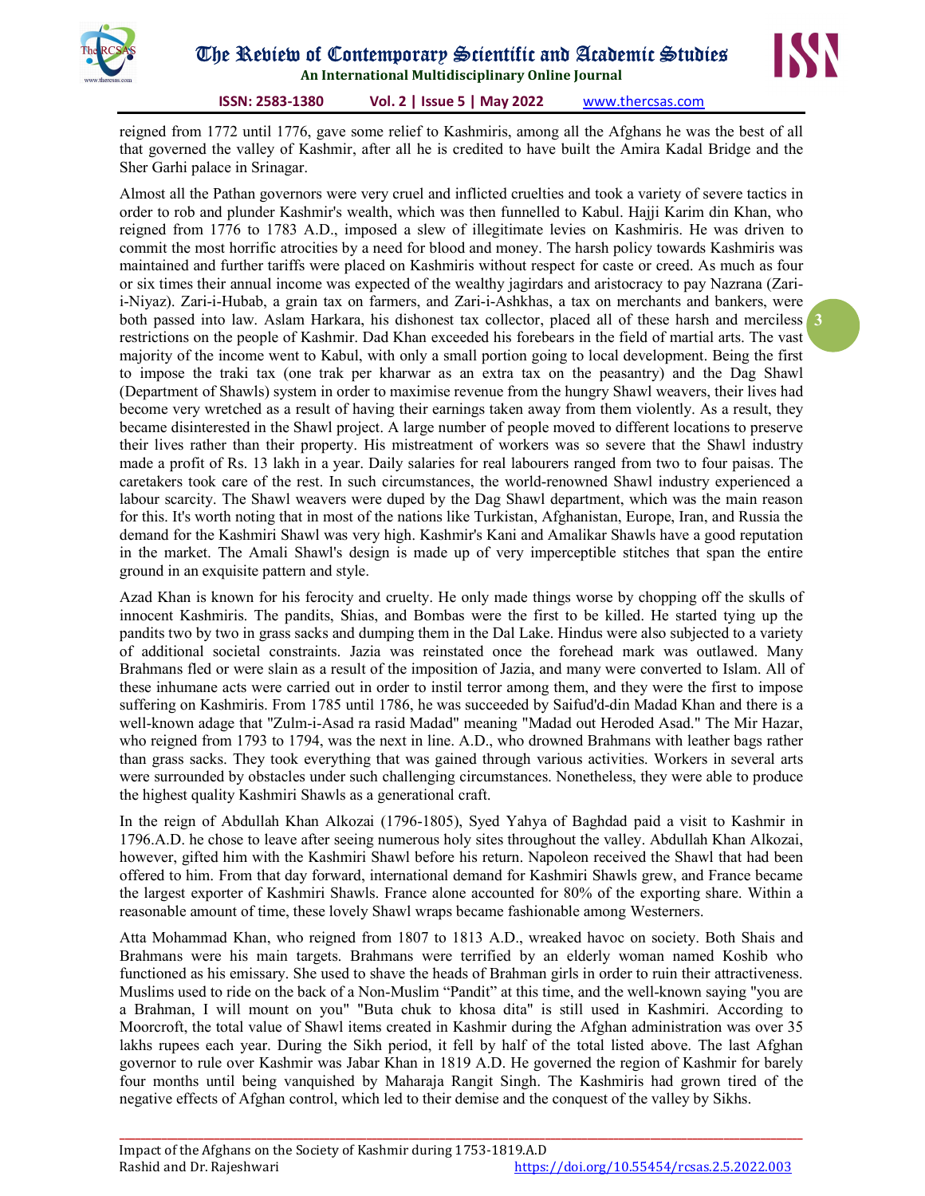reigned from 1772 until 1776, gave some relief to Kashmiris, among all the Afghans he was the best of all that governed the valley of Kashmir, after all he is credited to have built the Amira Kadal Bridge and the Sher Garhi palace in Srinagar.

Almost all the Pathan governors were very cruel and inflicted cruelties and took a variety of severe tactics in order to rob and plunder Kashmir's wealth, which was then funnelled to Kabul. Hajji Karim din Khan, who reigned from 1776 to 1783 A.D., imposed a slew of illegitimate levies on Kashmiris. He was driven to commit the most horrific atrocities by a need for blood and money. The harsh policy towards Kashmiris was maintained and further tariffs were placed on Kashmiris without respect for caste or creed. As much as four or six times their annual income was expected of the wealthy jagirdars and aristocracy to pay Nazrana (Zari-i-Niyaz). Zari-i-Hubab, a grain tax on farmers, and Zari-i-Ashkhas, a tax on merchants and bankers, were both passed into law. Aslam Harkara, his dishonest tax collector, placed all of these harsh and merciless restrictions on the people of Kashmir. Dad Khan exceeded his forebears in the field of martial arts. The vast majority of the income went to Kabul, with only a small portion going to local development. Being the first to impose the traki tax (one trak per kharwar as an extra tax on the peasantry) and the Dag Shawl (Department of Shawls) system in order to maximise revenue from the hungry Shawl weavers, their lives had become very wretched as a result of having their earnings taken away from them violently. As a result, they became disinterested in the Shawl project. A large number of people moved to different locations to preserve their lives rather than their property. His mistreatment of workers was so severe that the Shawl industry made a profit of Rs. 13 lakh in a year. Daily salaries for real labourers ranged from two to four paisas. The caretakers took care of the rest. In such circumstances, the world-renowned Shawl industry experienced a labour scarcity. The Shawl weavers were duped by the Dag Shawl department, which was the main reason for this. It's worth noting that in most of the nations like Turkistan, Afghanistan, Europe, Iran, and Russia the demand for the Kashmiri Shawl was very high. Kashmir's Kani and Amalikar Shawls have a good reputation in the market. The Amali Shawl's design is made up of very imperceptible stitches that span the entire ground in an exquisite pattern and style.

Azad Khan is known for his ferocity and cruelty. He only made things worse by chopping off the skulls of innocent Kashmiris. The pandits, Shias, and Bombas were the first to be killed. He started tying up the pandits two by two in grass sacks and dumping them in the Dal Lake. Hindus were also subjected to a variety of additional societal constraints. Jazia was reinstated once the forehead mark was outlawed. Many Brahmans fled or were slain as a result of the imposition of Jazia, and many were converted to Islam. All of these inhumane acts were carried out in order to instil terror among them, and they were the first to impose suffering on Kashmiris. From 1785 until 1786, he was succeeded by Saifud'd-din Madad Khan and there is a well-known adage that "Zulm-i-Asad ra rasid Madad" meaning "Madad out Heroded Asad." The Mir Hazar, who reigned from 1793 to 1794, was the next in line. A.D., who drowned Brahmans with leather bags rather than grass sacks. They took everything that was gained through various activities. Workers in several arts were surrounded by obstacles under such challenging circumstances. Nonetheless, they were able to produce the highest quality Kashmiri Shawls as a generational craft.

In the reign of Abdullah Khan Alkozai (1796-1805), Syed Yahya of Baghdad paid a visit to Kashmir in 1796.A.D. he chose to leave after seeing numerous holy sites throughout the valley. Abdullah Khan Alkozai, however, gifted him with the Kashmiri Shawl before his return. Napoleon received the Shawl that had been offered to him. From that day forward, international demand for Kashmiri Shawls grew, and France became the largest exporter of Kashmiri Shawls. France alone accounted for 80% of the exporting share. Within a reasonable amount of time, these lovely Shawl wraps became fashionable among Westerners.

Atta Mohammad Khan, who reigned from 1807 to 1813 A.D., wreaked havoc on society. Both Shais and Brahmans were his main targets. Brahmans were terrified by an elderly woman named Koshib who functioned as his emissary. She used to shave the heads of Brahman girls in order to ruin their attractiveness. Muslims used to ride on the back of a Non-Muslim "Pandit" at this time, and the well-known saying "you are a Brahman, I will mount on you" "Buta chuk to khosa dita" is still used in Kashmiri. According to Moorcroft, the total value of Shawl items created in Kashmir during the Afghan administration was over 35 lakhs rupees each year. During the Sikh period, it fell by half of the total listed above. The last Afghan governor to rule over Kashmir was Jabar Khan in 1819 A.D. He governed the region of Kashmir for barely four months until being vanquished by Maharaja Rangit Singh. The Kashmiris had grown tired of the negative effects of Afghan control, which led to their demise and the conquest of the valley by Sikhs.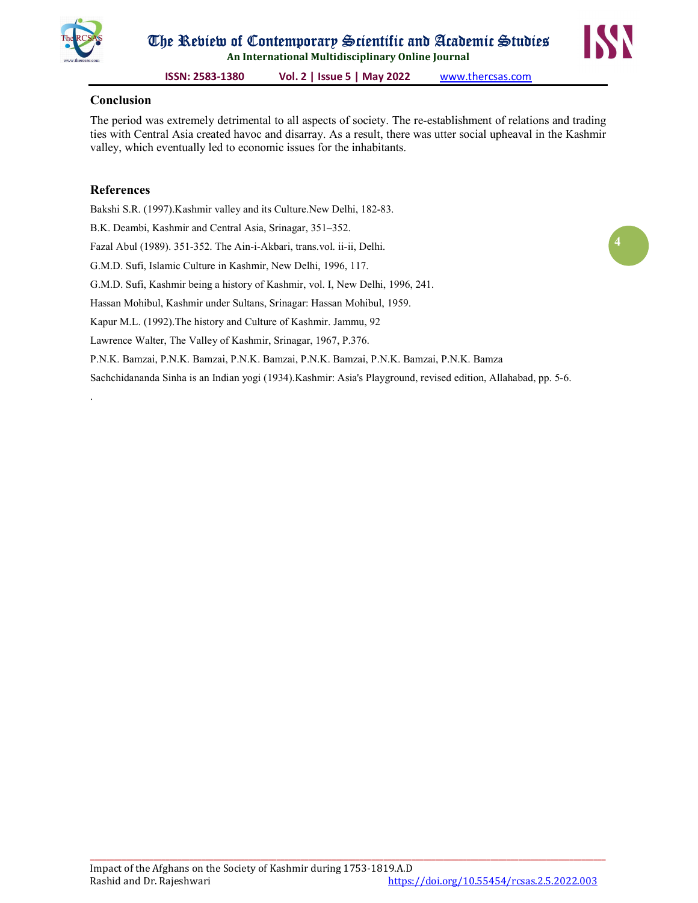## Conclusion

The period was extremely detrimental to all aspects of society. The re-establishment of relations and trading ties with Central Asia created havoc and disarray. As a result, there was utter social upheaval in the Kashmir valley, which eventually led to economic issues for the inhabitants.

## References

Bakshi S.R. (1997).Kashmir valley and its Culture.New Delhi, 182-83.

B.K. Deambi, Kashmir and Central Asia, Srinagar, 351–352.

Fazal Abul (1989). 351-352. The Ain-i-Akbari, trans.vol. ii-ii, Delhi.

G.M.D. Sufi, Islamic Culture in Kashmir, New Delhi, 1996, 117.

G.M.D. Sufi, Kashmir being a history of Kashmir, vol. I, New Delhi, 1996, 241.

Hassan Mohibul, Kashmir under Sultans, Srinagar: Hassan Mohibul, 1959.

Kapur M.L. (1992).The history and Culture of Kashmir. Jammu, 92

Lawrence Walter, The Valley of Kashmir, Srinagar, 1967, P.376.

P.N.K. Bamzai, P.N.K. Bamzai, P.N.K. Bamzai, P.N.K. Bamzai, P.N.K. Bamzai, P.N.K. Bamza

Sachchidananda Sinha is an Indian yogi (1934).Kashmir: Asia's Playground, revised edition, Allahabad, pp. 5-6.

.